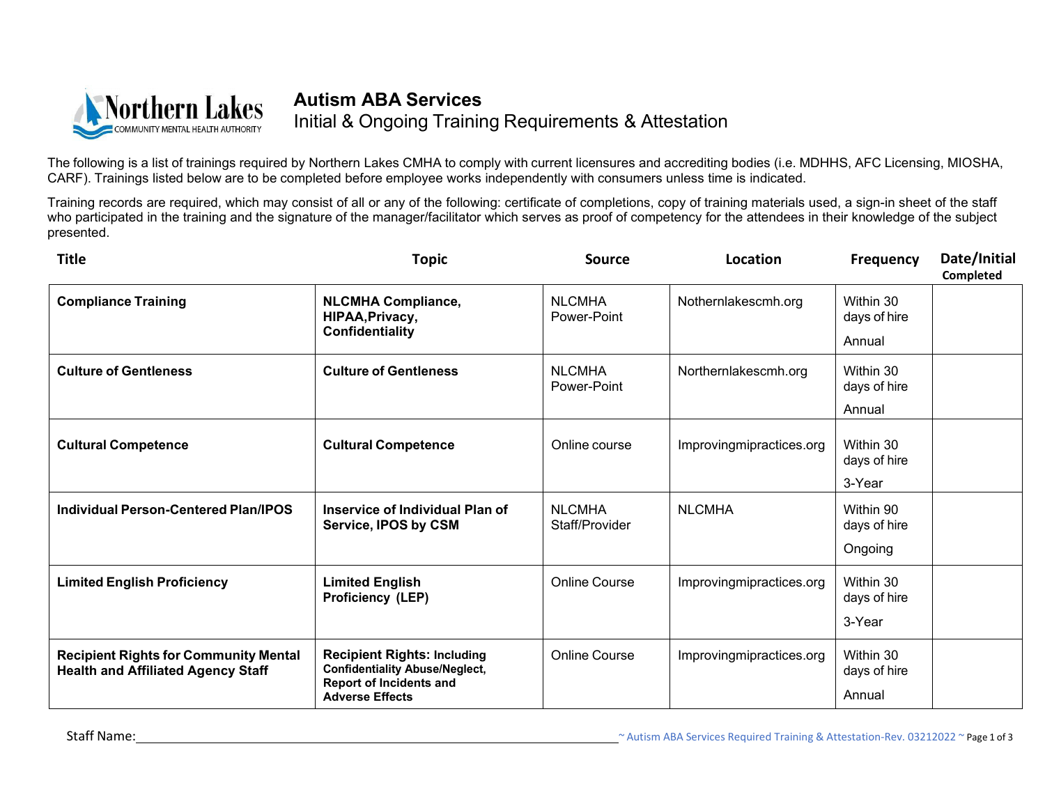Northern Lakes COMMUNITY MENTAL HEALTH AUTHORITY

# Autism ABA Services

## Initial & Ongoing Training Requirements & Attestation

The following is a list of trainings required by Northern Lakes CMHA to comply with current licensures and accrediting bodies (i.e. MDHHS, AFC Licensing, MIOSHA, CARF). Trainings listed below are to be completed before employee works independently with consumers unless time is indicated.

Training records are required, which may consist of all or any of the following: certificate of completions, copy of training materials used, a sign-in sheet of the staff who participated in the training and the signature of the manager/facilitator which serves as proof of competency for the attendees in their knowledge of the subject presented.

| Title | Topic | Source | Location | Frequency | Date/Initial Completed |
|---|---|---|---|---|---|
| **Compliance Training** | **NLCMHA Compliance, HIPAA,Privacy, Confidentiality** | NLCMHA Power-Point | Nothernlakescmh.org | Within 30 days of hire<br>Annual | |
| **Culture of Gentleness** | **Culture of Gentleness** | NLCMHA Power-Point | Northernlakescmh.org | Within 30 days of hire<br>Annual | |
| **Cultural Competence** | **Cultural Competence** | Online course | Improvingmipractices.org | Within 30 days of hire<br>3-Year | |
| **Individual Person-Centered Plan/IPOS** | **Inservice of Individual Plan of Service, IPOS by CSM** | NLCMHA Staff/Provider | NLCMHA | Within 90 days of hire<br>Ongoing | |
| **Limited English Proficiency** | **Limited English Proficiency (LEP)** | Online Course | Improvingmipractices.org | Within 30 days of hire<br>3-Year | |
| **Recipient Rights for Community Mental Health and Affiliated Agency Staff** | **Recipient Rights: Including Confidentiality Abuse/Neglect, Report of Incidents and Adverse Effects** | Online Course | Improvingmipractices.org | Within 30 days of hire<br>Annual | |

Staff Name: ______________________________

~ Autism ABA Services Required Training & Attestation-Rev. 03212022 ~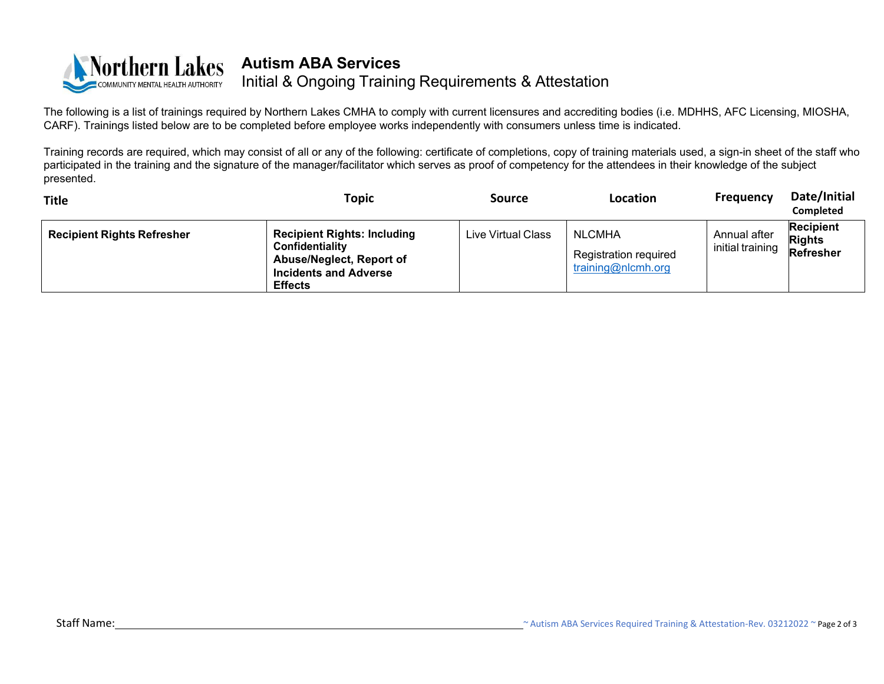# Autism ABA Services

## Initial & Ongoing Training Requirements & Attestation

The following is a list of trainings required by Northern Lakes CMHA to comply with current licensures and accrediting bodies (i.e. MDHHS, AFC Licensing, MIOSHA, CARF). Trainings listed below are to be completed before employee works independently with consumers unless time is indicated.

Training records are required, which may consist of all or any of the following: certificate of completions, copy of training materials used, a sign-in sheet of the staff who participated in the training and the signature of the manager/facilitator which serves as proof of competency for the attendees in their knowledge of the subject presented.

| Title | Topic | Source | Location | Frequency | Date/Initial Completed |
|---|---|---|---|---|---|
| **Recipient Rights Refresher** | **Recipient Rights: Including Confidentiality Abuse/Neglect, Report of Incidents and Adverse Effects** | Live Virtual Class | NLCMHA<br>Registration required training@nlcmh.org | Annual after initial training | **Recipient Rights Refresher** |

Staff Name: ____________________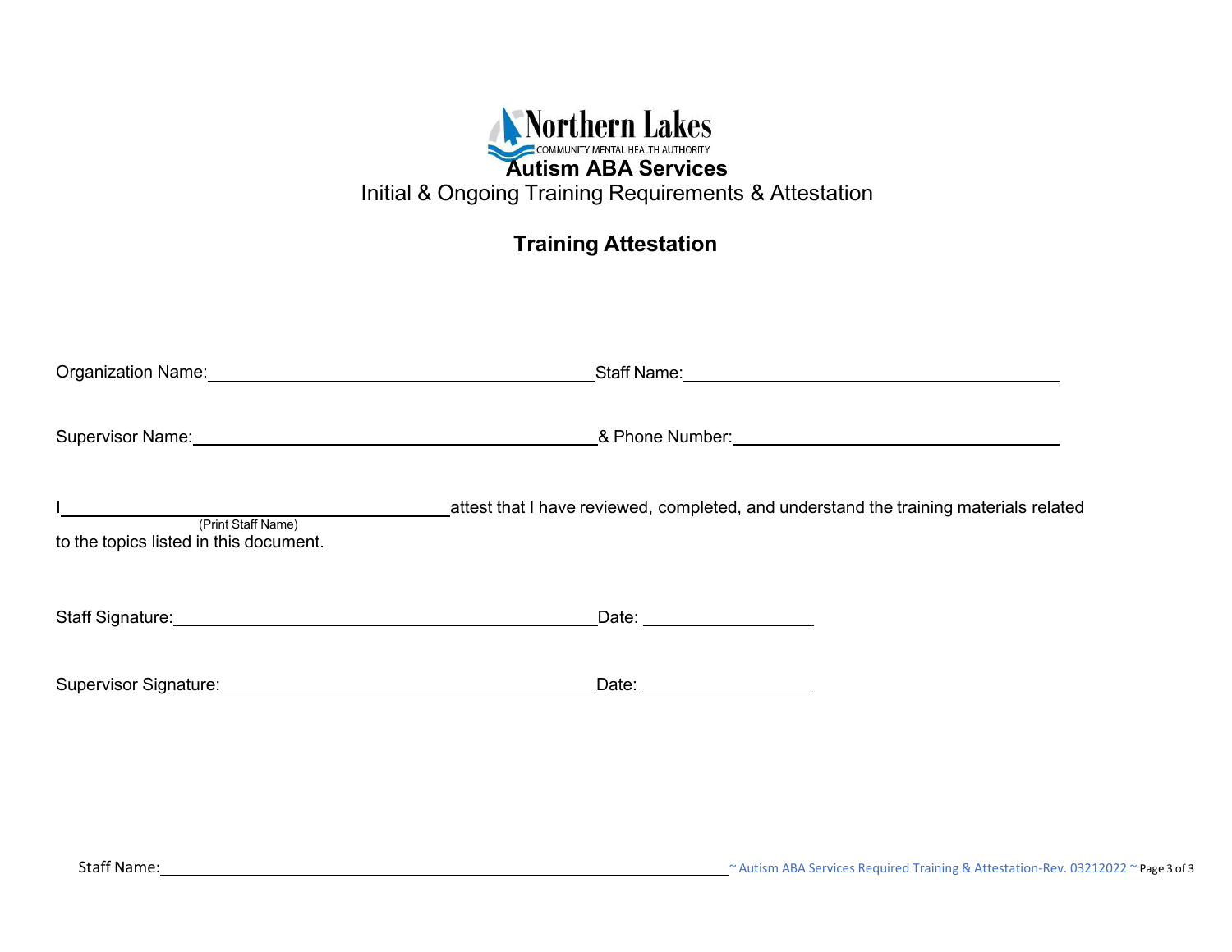Northern Lakes
COMMUNITY MENTAL HEALTH AUTHORITY

**Autism ABA Services**

Initial & Ongoing Training Requirements & Attestation

## Training Attestation

Organization Name:\_\_\_\_\_\_\_\_\_\_\_\_\_\_\_\_\_\_\_\_\_\_\_\_\_\_\_\_\_\_\_\_\_\_\_\_\_\_ Staff Name:\_\_\_\_\_\_\_\_\_\_\_\_\_\_\_\_\_\_\_\_\_\_\_\_\_\_\_\_\_\_\_\_\_\_\_\_\_\_

Supervisor Name:\_\_\_\_\_\_\_\_\_\_\_\_\_\_\_\_\_\_\_\_\_\_\_\_\_\_\_\_\_\_\_\_\_\_\_\_\_\_ & Phone Number:\_\_\_\_\_\_\_\_\_\_\_\_\_\_\_\_\_\_\_\_\_\_\_\_\_\_\_\_\_\_\_\_\_\_\_\_\_\_

I\_\_\_\_\_\_\_\_\_\_\_\_\_\_\_\_\_\_\_\_\_\_\_\_\_\_\_\_\_\_\_\_\_\_\_\_\_\_ attest that I have reviewed, completed, and understand the training materials related to the topics listed in this document.
(Print Staff Name)

Staff Signature:\_\_\_\_\_\_\_\_\_\_\_\_\_\_\_\_\_\_\_\_\_\_\_\_\_\_\_\_\_\_\_\_\_\_\_\_\_\_ Date: \_\_\_\_\_\_\_\_\_\_\_\_\_\_\_\_\_\_

Supervisor Signature:\_\_\_\_\_\_\_\_\_\_\_\_\_\_\_\_\_\_\_\_\_\_\_\_\_\_\_\_\_\_\_\_\_\_\_\_\_\_ Date: \_\_\_\_\_\_\_\_\_\_\_\_\_\_\_\_\_\_